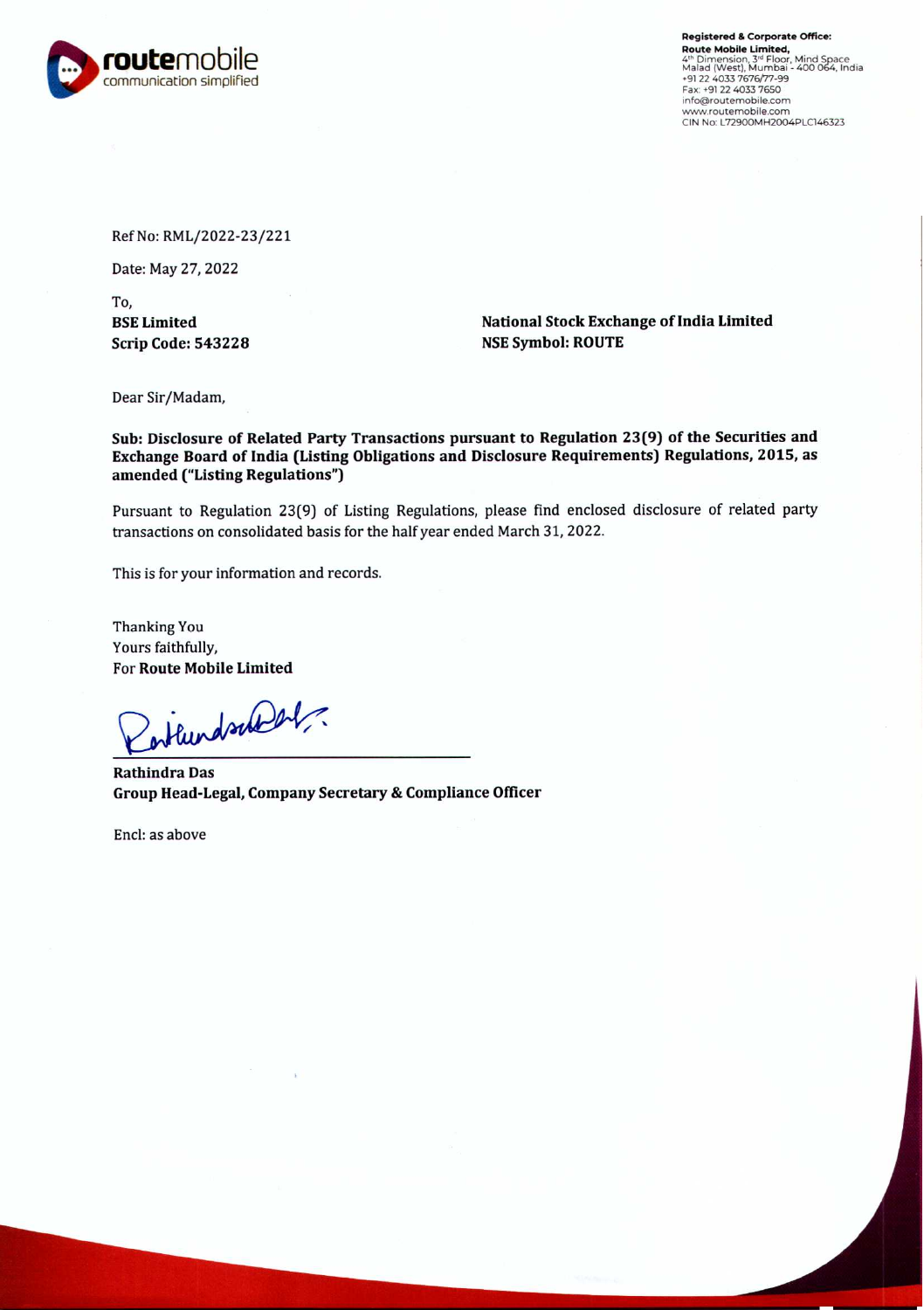routemobile
communication simplified

**Registered & Corporate Office:**
**Route Mobile Limited,**
4th Dimension, 3rd Floor, Mind Space
Malad (West), Mumbai - 400 064, India
+91 22 4033 7676/77-99
Fax: +91 22 4033 7650
info@routemobile.com
www.routemobile.com
CIN No: L72900MH2004PLC146323

Ref No: RML/2022-23/221

Date: May 27, 2022

To,

**BSE Limited**
**Scrip Code: 543228**

**National Stock Exchange of India Limited**
**NSE Symbol: ROUTE**

Dear Sir/Madam,

**Sub: Disclosure of Related Party Transactions pursuant to Regulation 23(9) of the Securities and Exchange Board of India (Listing Obligations and Disclosure Requirements) Regulations, 2015, as amended ("Listing Regulations")**

Pursuant to Regulation 23(9) of Listing Regulations, please find enclosed disclosure of related party transactions on consolidated basis for the half year ended March 31, 2022.

This is for your information and records.

Thanking You
Yours faithfully,
For **Route Mobile Limited**

**Rathindra Das**
**Group Head-Legal, Company Secretary & Compliance Officer**

Encl: as above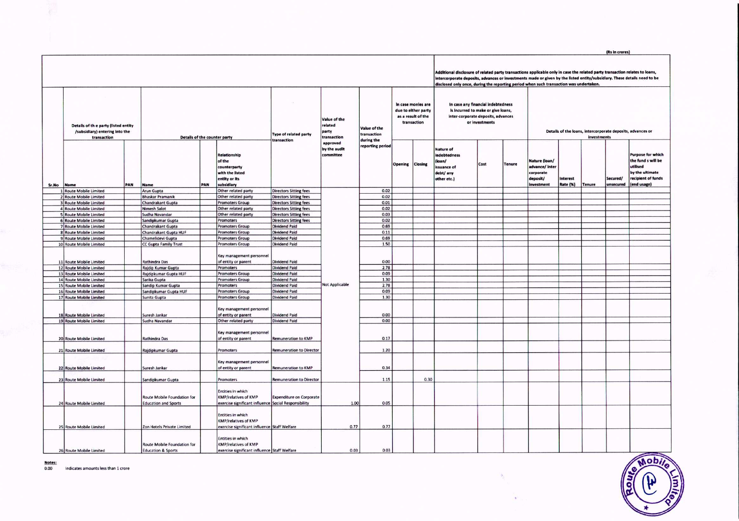(Rs in crores)

| Sr.No | Details of the party (listed entity /subsidiary) entering into the transaction | | Details of the counter party | | | Type of related party transaction | Value of the related party transaction approved by the audit committee | Value of the transaction during the reporting period | In case monies are due to either party as a result of the transaction | | Additional disclosure of related party transactions applicable only in case the related party transaction relates to loans, intercorporate deposits, advances or investments made or given by the listed entity/subsidiary. These details need to be disclosed only once, during the reporting period when such transaction was undertaken. In case any financial indebtedness is incurred to make or give loans, inter-corporate deposits, advances or investments | | | Details of the loans, intercorporate deposits, advances or investments | | | | |
|---|---|---|---|---|---|---|---|---|---|---|---|---|---|---|---|---|---|---|
| | Name | PAN | Name | PAN | Relationship of the counterparty with the listed entity or its subsidiary | | | | Opening | Closing | Nature of indebtedness (loan/ issuance of debt/ any other etc.) | Cost | Tenure | Nature (loan/ advance/ inter corporate deposit/ investment | Interest Rate (%) | Tenure | Secured/ unsecured | Purpose for which the fund s will be utilised by the ultimate recipient of funds (end usage) |
| 1 | Route Mobile Limited | | Arun Gupta | | Other related party | Directors Sitting fees | Not Applicable | 0.02 | | | | | | | | | | |
| 2 | Route Mobile Limited | | Bhaskar Pramanik | | Other related party | Directors Sitting fees | | 0.02 | | | | | | | | | | |
| 3 | Route Mobile Limited | | Chandrakant Gupta | | Promoters Group | Directors Sitting fees | | 0.01 | | | | | | | | | | |
| 4 | Route Mobile Limited | | Nimesh Salot | | Other related party | Directors Sitting fees | | 0.02 | | | | | | | | | | |
| 5 | Route Mobile Limited | | Sudha Navandar | | Other related party | Directors Sitting fees | | 0.03 | | | | | | | | | | |
| 6 | Route Mobile Limited | | Sandipkumar Gupta | | Promoters | Directors Sitting fees | | 0.02 | | | | | | | | | | |
| 7 | Route Mobile Limited | | Chandrakant Gupta | | Promoters Group | Dividend Paid | | 0.69 | | | | | | | | | | |
| 8 | Route Mobile Limited | | Chandrakant Gupta HUF | | Promoters Group | Dividend Paid | | 0.11 | | | | | | | | | | |
| 9 | Route Mobile Limited | | Chamelidevi Gupta | | Promoters Group | Dividend Paid | | 0.69 | | | | | | | | | | |
| 10 | Route Mobile Limited | | CC Gupta Family Trust | | Promoters Group | Dividend Paid | | 1.50 | | | | | | | | | | |
| 11 | Route Mobile Limited | | Rathindra Das | | Key management personnel of entity or parent | Dividend Paid | | 0.00 | | | | | | | | | | |
| 12 | Route Mobile Limited | | Rajdip Kumar Gupta | | Promoters | Dividend Paid | | 2.78 | | | | | | | | | | |
| 13 | Route Mobile Limited | | Rajdipkumar Gupta HUF | | Promoters Group | Dividend Paid | | 0.09 | | | | | | | | | | |
| 14 | Route Mobile Limited | | Sarika Gupta | | Promoters Group | Dividend Paid | | 1.30 | | | | | | | | | | |
| 15 | Route Mobile Limited | | Sandip Kumar Gupta | | Promoters | Dividend Paid | | 2.78 | | | | | | | | | | |
| 16 | Route Mobile Limited | | Sandipkumar Gupta HUF | | Promoters Group | Dividend Paid | | 0.09 | | | | | | | | | | |
| 17 | Route Mobile Limited | | Sunita Gupta | | Promoters Group | Dividend Paid | | 1.30 | | | | | | | | | | |
| 18 | Route Mobile Limited | | Suresh Jankar | | Key management personnel of entity or parent | Dividend Paid | | 0.00 | | | | | | | | | | |
| 19 | Route Mobile Limited | | Sudha Navandar | | Other related party | Dividend Paid | | 0.00 | | | | | | | | | | |
| 20 | Route Mobile Limited | | Rathindra Das | | Key management personnel of entity or parent | Remuneration to KMP | | 0.17 | | | | | | | | | | |
| 21 | Route Mobile Limited | | Rajdipkumar Gupta | | Promoters | Remuneration to Director | | 1.20 | | | | | | | | | | |
| 22 | Route Mobile Limited | | Suresh Jankar | | Key management personnel of entity or parent | Remuneration to KMP | | 0.34 | | | | | | | | | | |
| 23 | Route Mobile Limited | | Sandipkumar Gupta | | Promoters | Remuneration to Director | | 1.15 | | 0.30 | | | | | | | | |
| 24 | Route Mobile Limited | | Route Mobile Foundation for Education and Sports | | Entities in which KMP/relatives of KMP exercise significant influence | Expenditure on Corporate Social Responsibility | 1.00 | 0.05 | | | | | | | | | | |
| 25 | Route Mobile Limited | | Zon Hotels Private Limited | | Entities in which KMP/relatives of KMP exercise significant influence | Staff Welfare | 0.77 | 0.77 | | | | | | | | | | |
| 26 | Route Mobile Limited | | Route Mobile Foundation for Education & Sports | | Entities in which KMP/relatives of KMP exercise significant influence | Staff Welfare | 0.03 | 0.03 | | | | | | | | | | |

**Notes:**

0.00 Indicates amounts less than 1 crore